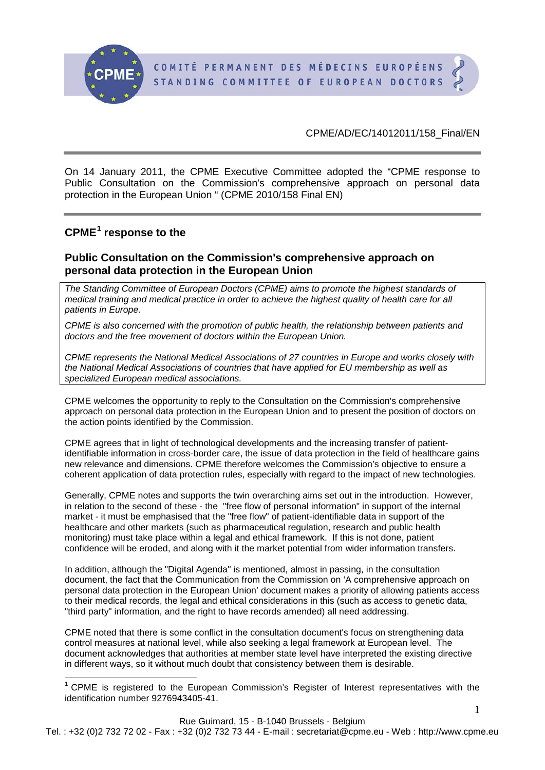CPME/AD/EC/14012011/158_Final/EN

On 14 January 2011, the CPME Executive Committee adopted the "CPME response to Public Consultation on the Commission's comprehensive approach on personal data protection in the European Union " (CPME 2010/158 Final EN)

## CPME[1] response to the

## Public Consultation on the Commission's comprehensive approach on personal data protection in the European Union

*The Standing Committee of European Doctors (CPME) aims to promote the highest standards of medical training and medical practice in order to achieve the highest quality of health care for all patients in Europe.*

*CPME is also concerned with the promotion of public health, the relationship between patients and doctors and the free movement of doctors within the European Union.*

*CPME represents the National Medical Associations of 27 countries in Europe and works closely with the National Medical Associations of countries that have applied for EU membership as well as specialized European medical associations.*

CPME welcomes the opportunity to reply to the Consultation on the Commission's comprehensive approach on personal data protection in the European Union and to present the position of doctors on the action points identified by the Commission.

CPME agrees that in light of technological developments and the increasing transfer of patient-identifiable information in cross-border care, the issue of data protection in the field of healthcare gains new relevance and dimensions. CPME therefore welcomes the Commission's objective to ensure a coherent application of data protection rules, especially with regard to the impact of new technologies.

Generally, CPME notes and supports the twin overarching aims set out in the introduction. However, in relation to the second of these - the "free flow of personal information" in support of the internal market - it must be emphasised that the "free flow" of patient-identifiable data in support of the healthcare and other markets (such as pharmaceutical regulation, research and public health monitoring) must take place within a legal and ethical framework. If this is not done, patient confidence will be eroded, and along with it the market potential from wider information transfers.

In addition, although the "Digital Agenda" is mentioned, almost in passing, in the consultation document, the fact that the Communication from the Commission on 'A comprehensive approach on personal data protection in the European Union' document makes a priority of allowing patients access to their medical records, the legal and ethical considerations in this (such as access to genetic data, "third party" information, and the right to have records amended) all need addressing.

CPME noted that there is some conflict in the consultation document's focus on strengthening data control measures at national level, while also seeking a legal framework at European level. The document acknowledges that authorities at member state level have interpreted the existing directive in different ways, so it without much doubt that consistency between them is desirable.

[1] CPME is registered to the European Commission's Register of Interest representatives with the identification number 9276943405-41.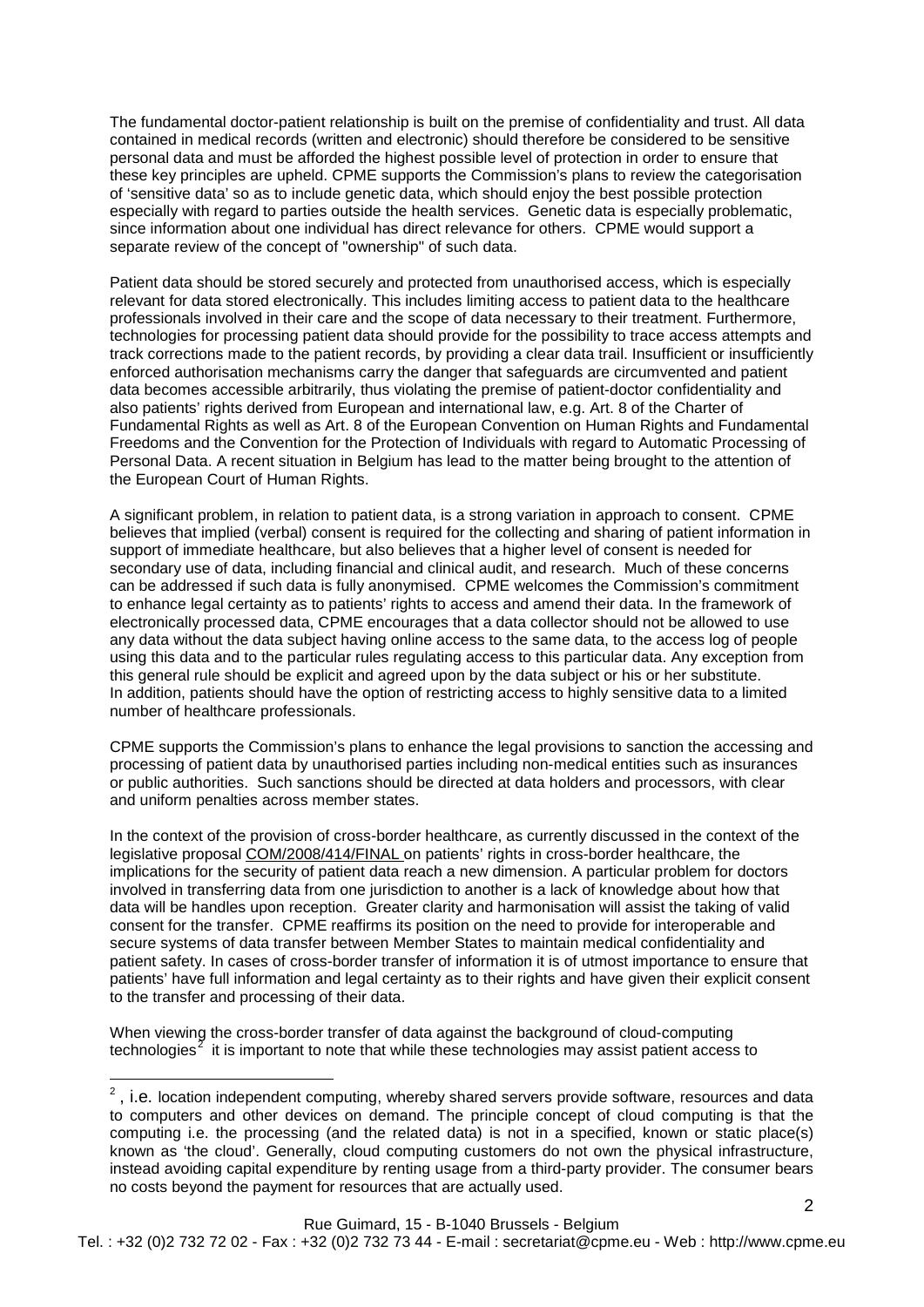The fundamental doctor-patient relationship is built on the premise of confidentiality and trust. All data contained in medical records (written and electronic) should therefore be considered to be sensitive personal data and must be afforded the highest possible level of protection in order to ensure that these key principles are upheld. CPME supports the Commission's plans to review the categorisation of 'sensitive data' so as to include genetic data, which should enjoy the best possible protection especially with regard to parties outside the health services. Genetic data is especially problematic, since information about one individual has direct relevance for others. CPME would support a separate review of the concept of "ownership" of such data.

Patient data should be stored securely and protected from unauthorised access, which is especially relevant for data stored electronically. This includes limiting access to patient data to the healthcare professionals involved in their care and the scope of data necessary to their treatment. Furthermore, technologies for processing patient data should provide for the possibility to trace access attempts and track corrections made to the patient records, by providing a clear data trail. Insufficient or insufficiently enforced authorisation mechanisms carry the danger that safeguards are circumvented and patient data becomes accessible arbitrarily, thus violating the premise of patient-doctor confidentiality and also patients' rights derived from European and international law, e.g. Art. 8 of the Charter of Fundamental Rights as well as Art. 8 of the European Convention on Human Rights and Fundamental Freedoms and the Convention for the Protection of Individuals with regard to Automatic Processing of Personal Data. A recent situation in Belgium has lead to the matter being brought to the attention of the European Court of Human Rights.

A significant problem, in relation to patient data, is a strong variation in approach to consent. CPME believes that implied (verbal) consent is required for the collecting and sharing of patient information in support of immediate healthcare, but also believes that a higher level of consent is needed for secondary use of data, including financial and clinical audit, and research. Much of these concerns can be addressed if such data is fully anonymised. CPME welcomes the Commission's commitment to enhance legal certainty as to patients' rights to access and amend their data. In the framework of electronically processed data, CPME encourages that a data collector should not be allowed to use any data without the data subject having online access to the same data, to the access log of people using this data and to the particular rules regulating access to this particular data. Any exception from this general rule should be explicit and agreed upon by the data subject or his or her substitute. In addition, patients should have the option of restricting access to highly sensitive data to a limited number of healthcare professionals.

CPME supports the Commission's plans to enhance the legal provisions to sanction the accessing and processing of patient data by unauthorised parties including non-medical entities such as insurances or public authorities. Such sanctions should be directed at data holders and processors, with clear and uniform penalties across member states.

In the context of the provision of cross-border healthcare, as currently discussed in the context of the legislative proposal COM/2008/414/FINAL on patients' rights in cross-border healthcare, the implications for the security of patient data reach a new dimension. A particular problem for doctors involved in transferring data from one jurisdiction to another is a lack of knowledge about how that data will be handles upon reception. Greater clarity and harmonisation will assist the taking of valid consent for the transfer. CPME reaffirms its position on the need to provide for interoperable and secure systems of data transfer between Member States to maintain medical confidentiality and patient safety. In cases of cross-border transfer of information it is of utmost importance to ensure that patients' have full information and legal certainty as to their rights and have given their explicit consent to the transfer and processing of their data.

When viewing the cross-border transfer of data against the background of cloud-computing technologies[2] it is important to note that while these technologies may assist patient access to

[2] , i.e. location independent computing, whereby shared servers provide software, resources and data to computers and other devices on demand. The principle concept of cloud computing is that the computing i.e. the processing (and the related data) is not in a specified, known or static place(s) known as 'the cloud'. Generally, cloud computing customers do not own the physical infrastructure, instead avoiding capital expenditure by renting usage from a third-party provider. The consumer bears no costs beyond the payment for resources that are actually used.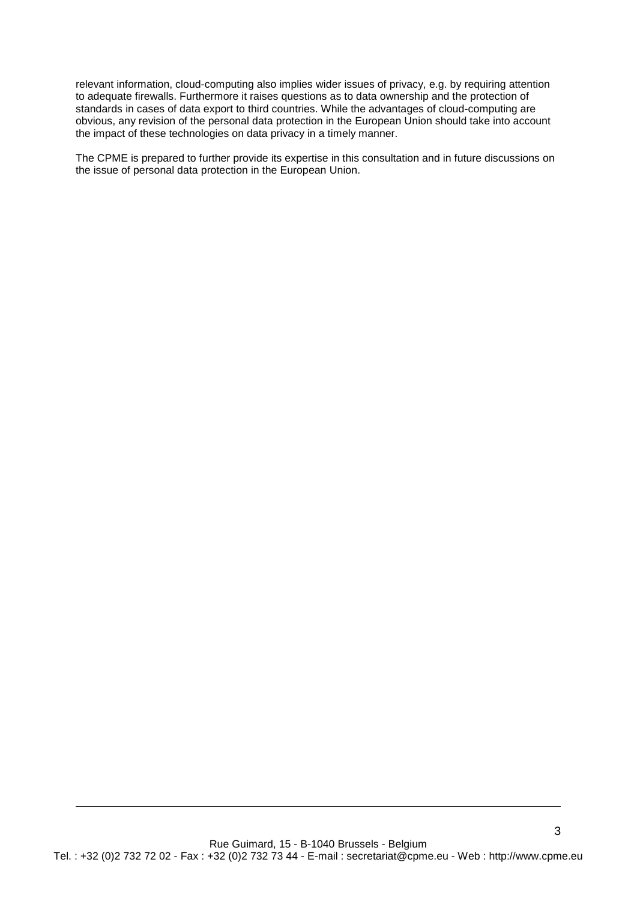relevant information, cloud-computing also implies wider issues of privacy, e.g. by requiring attention to adequate firewalls. Furthermore it raises questions as to data ownership and the protection of standards in cases of data export to third countries. While the advantages of cloud-computing are obvious, any revision of the personal data protection in the European Union should take into account the impact of these technologies on data privacy in a timely manner.

The CPME is prepared to further provide its expertise in this consultation and in future discussions on the issue of personal data protection in the European Union.